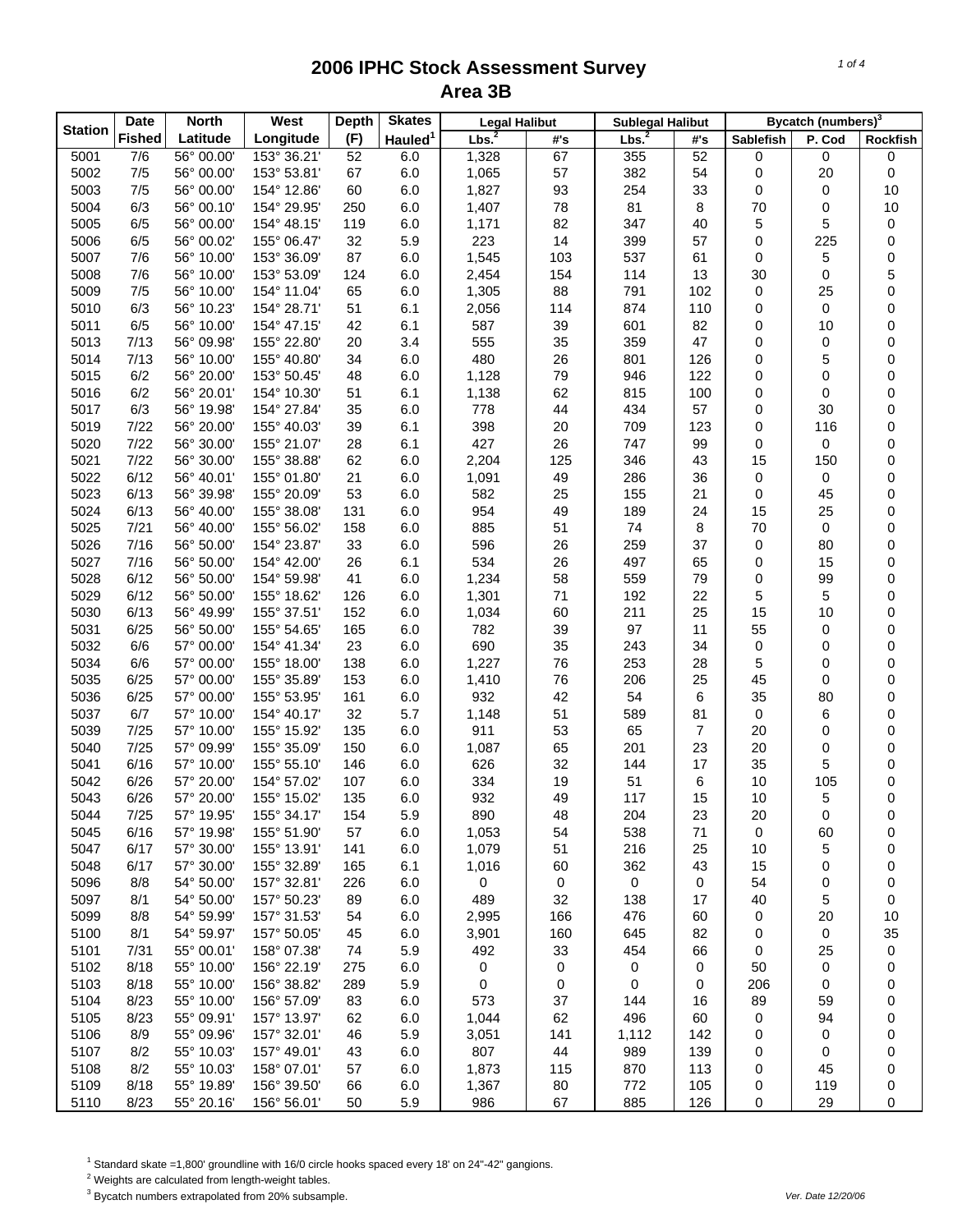# 2006 IPHC Stock Assessment Survey
# Area 3B

| Station | Date Fished | North Latitude | West Longitude | Depth (F) | Skates Hauled[1] | Legal Halibut Lbs.[2] | Legal Halibut #'s | Sublegal Halibut Lbs.[2] | Sublegal Halibut #'s | Bycatch (numbers)[3] Sablefish | P. Cod | Rockfish |
|---|---|---|---|---|---|---|---|---|---|---|---|---|
| 5001 | 7/6 | 56° 00.00' | 153° 36.21' | 52 | 6.0 | 1,328 | 67 | 355 | 52 | 0 | 0 | 0 |
| 5002 | 7/5 | 56° 00.00' | 153° 53.81' | 67 | 6.0 | 1,065 | 57 | 382 | 54 | 0 | 20 | 0 |
| 5003 | 7/5 | 56° 00.00' | 154° 12.86' | 60 | 6.0 | 1,827 | 93 | 254 | 33 | 0 | 0 | 10 |
| 5004 | 6/3 | 56° 00.10' | 154° 29.95' | 250 | 6.0 | 1,407 | 78 | 81 | 8 | 70 | 0 | 10 |
| 5005 | 6/5 | 56° 00.00' | 154° 48.15' | 119 | 6.0 | 1,171 | 82 | 347 | 40 | 5 | 5 | 0 |
| 5006 | 6/5 | 56° 00.02' | 155° 06.47' | 32 | 5.9 | 223 | 14 | 399 | 57 | 0 | 225 | 0 |
| 5007 | 7/6 | 56° 10.00' | 153° 36.09' | 87 | 6.0 | 1,545 | 103 | 537 | 61 | 0 | 5 | 0 |
| 5008 | 7/6 | 56° 10.00' | 153° 53.09' | 124 | 6.0 | 2,454 | 154 | 114 | 13 | 30 | 0 | 5 |
| 5009 | 7/5 | 56° 10.00' | 154° 11.04' | 65 | 6.0 | 1,305 | 88 | 791 | 102 | 0 | 25 | 0 |
| 5010 | 6/3 | 56° 10.23' | 154° 28.71' | 51 | 6.1 | 2,056 | 114 | 874 | 110 | 0 | 0 | 0 |
| 5011 | 6/5 | 56° 10.00' | 154° 47.15' | 42 | 6.1 | 587 | 39 | 601 | 82 | 0 | 10 | 0 |
| 5013 | 7/13 | 56° 09.98' | 155° 22.80' | 20 | 3.4 | 555 | 35 | 359 | 47 | 0 | 0 | 0 |
| 5014 | 7/13 | 56° 10.00' | 155° 40.80' | 34 | 6.0 | 480 | 26 | 801 | 126 | 0 | 5 | 0 |
| 5015 | 6/2 | 56° 20.00' | 153° 50.45' | 48 | 6.0 | 1,128 | 79 | 946 | 122 | 0 | 0 | 0 |
| 5016 | 6/2 | 56° 20.01' | 154° 10.30' | 51 | 6.1 | 1,138 | 62 | 815 | 100 | 0 | 0 | 0 |
| 5017 | 6/3 | 56° 19.98' | 154° 27.84' | 35 | 6.0 | 778 | 44 | 434 | 57 | 0 | 30 | 0 |
| 5019 | 7/22 | 56° 20.00' | 155° 40.03' | 39 | 6.1 | 398 | 20 | 709 | 123 | 0 | 116 | 0 |
| 5020 | 7/22 | 56° 30.00' | 155° 21.07' | 28 | 6.1 | 427 | 26 | 747 | 99 | 0 | 0 | 0 |
| 5021 | 7/22 | 56° 30.00' | 155° 38.88' | 62 | 6.0 | 2,204 | 125 | 346 | 43 | 15 | 150 | 0 |
| 5022 | 6/12 | 56° 40.01' | 155° 01.80' | 21 | 6.0 | 1,091 | 49 | 286 | 36 | 0 | 0 | 0 |
| 5023 | 6/13 | 56° 39.98' | 155° 20.09' | 53 | 6.0 | 582 | 25 | 155 | 21 | 0 | 45 | 0 |
| 5024 | 6/13 | 56° 40.00' | 155° 38.08' | 131 | 6.0 | 954 | 49 | 189 | 24 | 15 | 25 | 0 |
| 5025 | 7/21 | 56° 40.00' | 155° 56.02' | 158 | 6.0 | 885 | 51 | 74 | 8 | 70 | 0 | 0 |
| 5026 | 7/16 | 56° 50.00' | 154° 23.87' | 33 | 6.0 | 596 | 26 | 259 | 37 | 0 | 80 | 0 |
| 5027 | 7/16 | 56° 50.00' | 154° 42.00' | 26 | 6.1 | 534 | 26 | 497 | 65 | 0 | 15 | 0 |
| 5028 | 6/12 | 56° 50.00' | 154° 59.98' | 41 | 6.0 | 1,234 | 58 | 559 | 79 | 0 | 99 | 0 |
| 5029 | 6/12 | 56° 50.00' | 155° 18.62' | 126 | 6.0 | 1,301 | 71 | 192 | 22 | 5 | 5 | 0 |
| 5030 | 6/13 | 56° 49.99' | 155° 37.51' | 152 | 6.0 | 1,034 | 60 | 211 | 25 | 15 | 10 | 0 |
| 5031 | 6/25 | 56° 50.00' | 155° 54.65' | 165 | 6.0 | 782 | 39 | 97 | 11 | 55 | 0 | 0 |
| 5032 | 6/6 | 57° 00.00' | 154° 41.34' | 23 | 6.0 | 690 | 35 | 243 | 34 | 0 | 0 | 0 |
| 5034 | 6/6 | 57° 00.00' | 155° 18.00' | 138 | 6.0 | 1,227 | 76 | 253 | 28 | 5 | 0 | 0 |
| 5035 | 6/25 | 57° 00.00' | 155° 35.89' | 153 | 6.0 | 1,410 | 76 | 206 | 25 | 45 | 0 | 0 |
| 5036 | 6/25 | 57° 00.00' | 155° 53.95' | 161 | 6.0 | 932 | 42 | 54 | 6 | 35 | 80 | 0 |
| 5037 | 6/7 | 57° 10.00' | 154° 40.17' | 32 | 5.7 | 1,148 | 51 | 589 | 81 | 0 | 6 | 0 |
| 5039 | 7/25 | 57° 10.00' | 155° 15.92' | 135 | 6.0 | 911 | 53 | 65 | 7 | 20 | 0 | 0 |
| 5040 | 7/25 | 57° 09.99' | 155° 35.09' | 150 | 6.0 | 1,087 | 65 | 201 | 23 | 20 | 0 | 0 |
| 5041 | 6/16 | 57° 10.00' | 155° 55.10' | 146 | 6.0 | 626 | 32 | 144 | 17 | 35 | 5 | 0 |
| 5042 | 6/26 | 57° 20.00' | 154° 57.02' | 107 | 6.0 | 334 | 19 | 51 | 6 | 10 | 105 | 0 |
| 5043 | 6/26 | 57° 20.00' | 155° 15.02' | 135 | 6.0 | 932 | 49 | 117 | 15 | 10 | 5 | 0 |
| 5044 | 7/25 | 57° 19.95' | 155° 34.17' | 154 | 5.9 | 890 | 48 | 204 | 23 | 20 | 0 | 0 |
| 5045 | 6/16 | 57° 19.98' | 155° 51.90' | 57 | 6.0 | 1,053 | 54 | 538 | 71 | 0 | 60 | 0 |
| 5047 | 6/17 | 57° 30.00' | 155° 13.91' | 141 | 6.0 | 1,079 | 51 | 216 | 25 | 10 | 5 | 0 |
| 5048 | 6/17 | 57° 30.00' | 155° 32.89' | 165 | 6.1 | 1,016 | 60 | 362 | 43 | 15 | 0 | 0 |
| 5096 | 8/8 | 54° 50.00' | 157° 32.81' | 226 | 6.0 | 0 | 0 | 0 | 0 | 54 | 0 | 0 |
| 5097 | 8/1 | 54° 50.00' | 157° 50.23' | 89 | 6.0 | 489 | 32 | 138 | 17 | 40 | 5 | 0 |
| 5099 | 8/8 | 54° 59.99' | 157° 31.53' | 54 | 6.0 | 2,995 | 166 | 476 | 60 | 0 | 20 | 10 |
| 5100 | 8/1 | 54° 59.97' | 157° 50.05' | 45 | 6.0 | 3,901 | 160 | 645 | 82 | 0 | 0 | 35 |
| 5101 | 7/31 | 55° 00.01' | 158° 07.38' | 74 | 5.9 | 492 | 33 | 454 | 66 | 0 | 25 | 0 |
| 5102 | 8/18 | 55° 10.00' | 156° 22.19' | 275 | 6.0 | 0 | 0 | 0 | 0 | 50 | 0 | 0 |
| 5103 | 8/18 | 55° 10.00' | 156° 38.82' | 289 | 5.9 | 0 | 0 | 0 | 0 | 206 | 0 | 0 |
| 5104 | 8/23 | 55° 10.00' | 156° 57.09' | 83 | 6.0 | 573 | 37 | 144 | 16 | 89 | 59 | 0 |
| 5105 | 8/23 | 55° 09.91' | 157° 13.97' | 62 | 6.0 | 1,044 | 62 | 496 | 60 | 0 | 94 | 0 |
| 5106 | 8/9 | 55° 09.96' | 157° 32.01' | 46 | 5.9 | 3,051 | 141 | 1,112 | 142 | 0 | 0 | 0 |
| 5107 | 8/2 | 55° 10.03' | 157° 49.01' | 43 | 6.0 | 807 | 44 | 989 | 139 | 0 | 0 | 0 |
| 5108 | 8/2 | 55° 10.03' | 158° 07.01' | 57 | 6.0 | 1,873 | 115 | 870 | 113 | 0 | 45 | 0 |
| 5109 | 8/18 | 55° 19.89' | 156° 39.50' | 66 | 6.0 | 1,367 | 80 | 772 | 105 | 0 | 119 | 0 |
| 5110 | 8/23 | 55° 20.16' | 156° 56.01' | 50 | 5.9 | 986 | 67 | 885 | 126 | 0 | 29 | 0 |

[1] Standard skate =1,800' groundline with 16/0 circle hooks spaced every 18' on 24"-42" gangions.
[2] Weights are calculated from length-weight tables.
[3] Bycatch numbers extrapolated from 20% subsample.

Ver. Date 12/20/06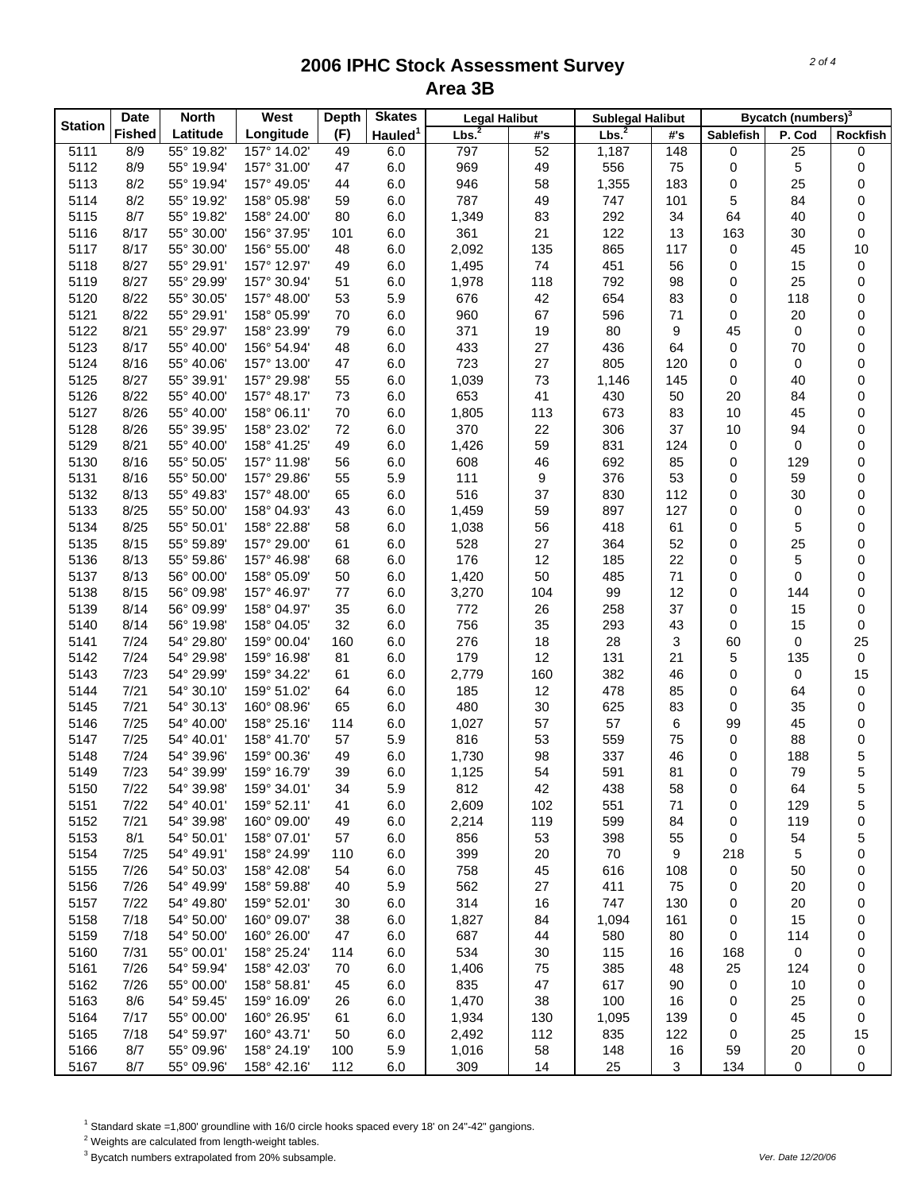# 2006 IPHC Stock Assessment Survey
## Area 3B

| Station | Date Fished | North Latitude | West Longitude | Depth (F) | Skates Hauled[1] | Legal Halibut Lbs.[2] | Legal Halibut #'s | Sublegal Halibut Lbs.[2] | Sublegal Halibut #'s | Bycatch (numbers)[3] Sablefish | P. Cod | Rockfish |
|---|---|---|---|---|---|---|---|---|---|---|---|---|
| 5111 | 8/9 | 55° 19.82' | 157° 14.02' | 49 | 6.0 | 797 | 52 | 1,187 | 148 | 0 | 25 | 0 |
| 5112 | 8/9 | 55° 19.94' | 157° 31.00' | 47 | 6.0 | 969 | 49 | 556 | 75 | 0 | 5 | 0 |
| 5113 | 8/2 | 55° 19.94' | 157° 49.05' | 44 | 6.0 | 946 | 58 | 1,355 | 183 | 0 | 25 | 0 |
| 5114 | 8/2 | 55° 19.92' | 158° 05.98' | 59 | 6.0 | 787 | 49 | 747 | 101 | 5 | 84 | 0 |
| 5115 | 8/7 | 55° 19.82' | 158° 24.00' | 80 | 6.0 | 1,349 | 83 | 292 | 34 | 64 | 40 | 0 |
| 5116 | 8/17 | 55° 30.00' | 156° 37.95' | 101 | 6.0 | 361 | 21 | 122 | 13 | 163 | 30 | 0 |
| 5117 | 8/17 | 55° 30.00' | 156° 55.00' | 48 | 6.0 | 2,092 | 135 | 865 | 117 | 0 | 45 | 10 |
| 5118 | 8/27 | 55° 29.91' | 157° 12.97' | 49 | 6.0 | 1,495 | 74 | 451 | 56 | 0 | 15 | 0 |
| 5119 | 8/27 | 55° 29.99' | 157° 30.94' | 51 | 6.0 | 1,978 | 118 | 792 | 98 | 0 | 25 | 0 |
| 5120 | 8/22 | 55° 30.05' | 157° 48.00' | 53 | 5.9 | 676 | 42 | 654 | 83 | 0 | 118 | 0 |
| 5121 | 8/22 | 55° 29.91' | 158° 05.99' | 70 | 6.0 | 960 | 67 | 596 | 71 | 0 | 20 | 0 |
| 5122 | 8/21 | 55° 29.97' | 158° 23.99' | 79 | 6.0 | 371 | 19 | 80 | 9 | 45 | 0 | 0 |
| 5123 | 8/17 | 55° 40.00' | 156° 54.94' | 48 | 6.0 | 433 | 27 | 436 | 64 | 0 | 70 | 0 |
| 5124 | 8/16 | 55° 40.06' | 157° 13.00' | 47 | 6.0 | 723 | 27 | 805 | 120 | 0 | 0 | 0 |
| 5125 | 8/27 | 55° 39.91' | 157° 29.98' | 55 | 6.0 | 1,039 | 73 | 1,146 | 145 | 0 | 40 | 0 |
| 5126 | 8/22 | 55° 40.00' | 157° 48.17' | 73 | 6.0 | 653 | 41 | 430 | 50 | 20 | 84 | 0 |
| 5127 | 8/26 | 55° 40.00' | 158° 06.11' | 70 | 6.0 | 1,805 | 113 | 673 | 83 | 10 | 45 | 0 |
| 5128 | 8/26 | 55° 39.95' | 158° 23.02' | 72 | 6.0 | 370 | 22 | 306 | 37 | 10 | 94 | 0 |
| 5129 | 8/21 | 55° 40.00' | 158° 41.25' | 49 | 6.0 | 1,426 | 59 | 831 | 124 | 0 | 0 | 0 |
| 5130 | 8/16 | 55° 50.05' | 157° 11.98' | 56 | 6.0 | 608 | 46 | 692 | 85 | 0 | 129 | 0 |
| 5131 | 8/16 | 55° 50.00' | 157° 29.86' | 55 | 5.9 | 111 | 9 | 376 | 53 | 0 | 59 | 0 |
| 5132 | 8/13 | 55° 49.83' | 157° 48.00' | 65 | 6.0 | 516 | 37 | 830 | 112 | 0 | 30 | 0 |
| 5133 | 8/25 | 55° 50.00' | 158° 04.93' | 43 | 6.0 | 1,459 | 59 | 897 | 127 | 0 | 0 | 0 |
| 5134 | 8/25 | 55° 50.01' | 158° 22.88' | 58 | 6.0 | 1,038 | 56 | 418 | 61 | 0 | 5 | 0 |
| 5135 | 8/15 | 55° 59.89' | 157° 29.00' | 61 | 6.0 | 528 | 27 | 364 | 52 | 0 | 25 | 0 |
| 5136 | 8/13 | 55° 59.86' | 157° 46.98' | 68 | 6.0 | 176 | 12 | 185 | 22 | 0 | 5 | 0 |
| 5137 | 8/13 | 56° 00.00' | 158° 05.09' | 50 | 6.0 | 1,420 | 50 | 485 | 71 | 0 | 0 | 0 |
| 5138 | 8/15 | 56° 09.98' | 157° 46.97' | 77 | 6.0 | 3,270 | 104 | 99 | 12 | 0 | 144 | 0 |
| 5139 | 8/14 | 56° 09.99' | 158° 04.97' | 35 | 6.0 | 772 | 26 | 258 | 37 | 0 | 15 | 0 |
| 5140 | 8/14 | 56° 19.98' | 158° 04.05' | 32 | 6.0 | 756 | 35 | 293 | 43 | 0 | 15 | 0 |
| 5141 | 7/24 | 54° 29.80' | 159° 00.04' | 160 | 6.0 | 276 | 18 | 28 | 3 | 60 | 0 | 25 |
| 5142 | 7/24 | 54° 29.98' | 159° 16.98' | 81 | 6.0 | 179 | 12 | 131 | 21 | 5 | 135 | 0 |
| 5143 | 7/23 | 54° 29.99' | 159° 34.22' | 61 | 6.0 | 2,779 | 160 | 382 | 46 | 0 | 0 | 15 |
| 5144 | 7/21 | 54° 30.10' | 159° 51.02' | 64 | 6.0 | 185 | 12 | 478 | 85 | 0 | 64 | 0 |
| 5145 | 7/21 | 54° 30.13' | 160° 08.96' | 65 | 6.0 | 480 | 30 | 625 | 83 | 0 | 35 | 0 |
| 5146 | 7/25 | 54° 40.00' | 158° 25.16' | 114 | 6.0 | 1,027 | 57 | 57 | 6 | 99 | 45 | 0 |
| 5147 | 7/25 | 54° 40.01' | 158° 41.70' | 57 | 5.9 | 816 | 53 | 559 | 75 | 0 | 88 | 0 |
| 5148 | 7/24 | 54° 39.96' | 159° 00.36' | 49 | 6.0 | 1,730 | 98 | 337 | 46 | 0 | 188 | 5 |
| 5149 | 7/23 | 54° 39.99' | 159° 16.79' | 39 | 6.0 | 1,125 | 54 | 591 | 81 | 0 | 79 | 5 |
| 5150 | 7/22 | 54° 39.98' | 159° 34.01' | 34 | 5.9 | 812 | 42 | 438 | 58 | 0 | 64 | 5 |
| 5151 | 7/22 | 54° 40.01' | 159° 52.11' | 41 | 6.0 | 2,609 | 102 | 551 | 71 | 0 | 129 | 5 |
| 5152 | 7/21 | 54° 39.98' | 160° 09.00' | 49 | 6.0 | 2,214 | 119 | 599 | 84 | 0 | 119 | 0 |
| 5153 | 8/1 | 54° 50.01' | 158° 07.01' | 57 | 6.0 | 856 | 53 | 398 | 55 | 0 | 54 | 5 |
| 5154 | 7/25 | 54° 49.91' | 158° 24.99' | 110 | 6.0 | 399 | 20 | 70 | 9 | 218 | 5 | 0 |
| 5155 | 7/26 | 54° 50.03' | 158° 42.08' | 54 | 6.0 | 758 | 45 | 616 | 108 | 0 | 50 | 0 |
| 5156 | 7/26 | 54° 49.99' | 158° 59.88' | 40 | 5.9 | 562 | 27 | 411 | 75 | 0 | 20 | 0 |
| 5157 | 7/22 | 54° 49.80' | 159° 52.01' | 30 | 6.0 | 314 | 16 | 747 | 130 | 0 | 20 | 0 |
| 5158 | 7/18 | 54° 50.00' | 160° 09.07' | 38 | 6.0 | 1,827 | 84 | 1,094 | 161 | 0 | 15 | 0 |
| 5159 | 7/18 | 54° 50.00' | 160° 26.00' | 47 | 6.0 | 687 | 44 | 580 | 80 | 0 | 114 | 0 |
| 5160 | 7/31 | 55° 00.01' | 158° 25.24' | 114 | 6.0 | 534 | 30 | 115 | 16 | 168 | 0 | 0 |
| 5161 | 7/26 | 54° 59.94' | 158° 42.03' | 70 | 6.0 | 1,406 | 75 | 385 | 48 | 25 | 124 | 0 |
| 5162 | 7/26 | 55° 00.00' | 158° 58.81' | 45 | 6.0 | 835 | 47 | 617 | 90 | 0 | 10 | 0 |
| 5163 | 8/6 | 54° 59.45' | 159° 16.09' | 26 | 6.0 | 1,470 | 38 | 100 | 16 | 0 | 25 | 0 |
| 5164 | 7/17 | 55° 00.00' | 160° 26.95' | 61 | 6.0 | 1,934 | 130 | 1,095 | 139 | 0 | 45 | 0 |
| 5165 | 7/18 | 54° 59.97' | 160° 43.71' | 50 | 6.0 | 2,492 | 112 | 835 | 122 | 0 | 25 | 15 |
| 5166 | 8/7 | 55° 09.96' | 158° 24.19' | 100 | 5.9 | 1,016 | 58 | 148 | 16 | 59 | 20 | 0 |
| 5167 | 8/7 | 55° 09.96' | 158° 42.16' | 112 | 6.0 | 309 | 14 | 25 | 3 | 134 | 0 | 0 |

[1] Standard skate =1,800' groundline with 16/0 circle hooks spaced every 18' on 24"-42" gangions.

[2] Weights are calculated from length-weight tables.

[3] Bycatch numbers extrapolated from 20% subsample.

Ver. Date 12/20/06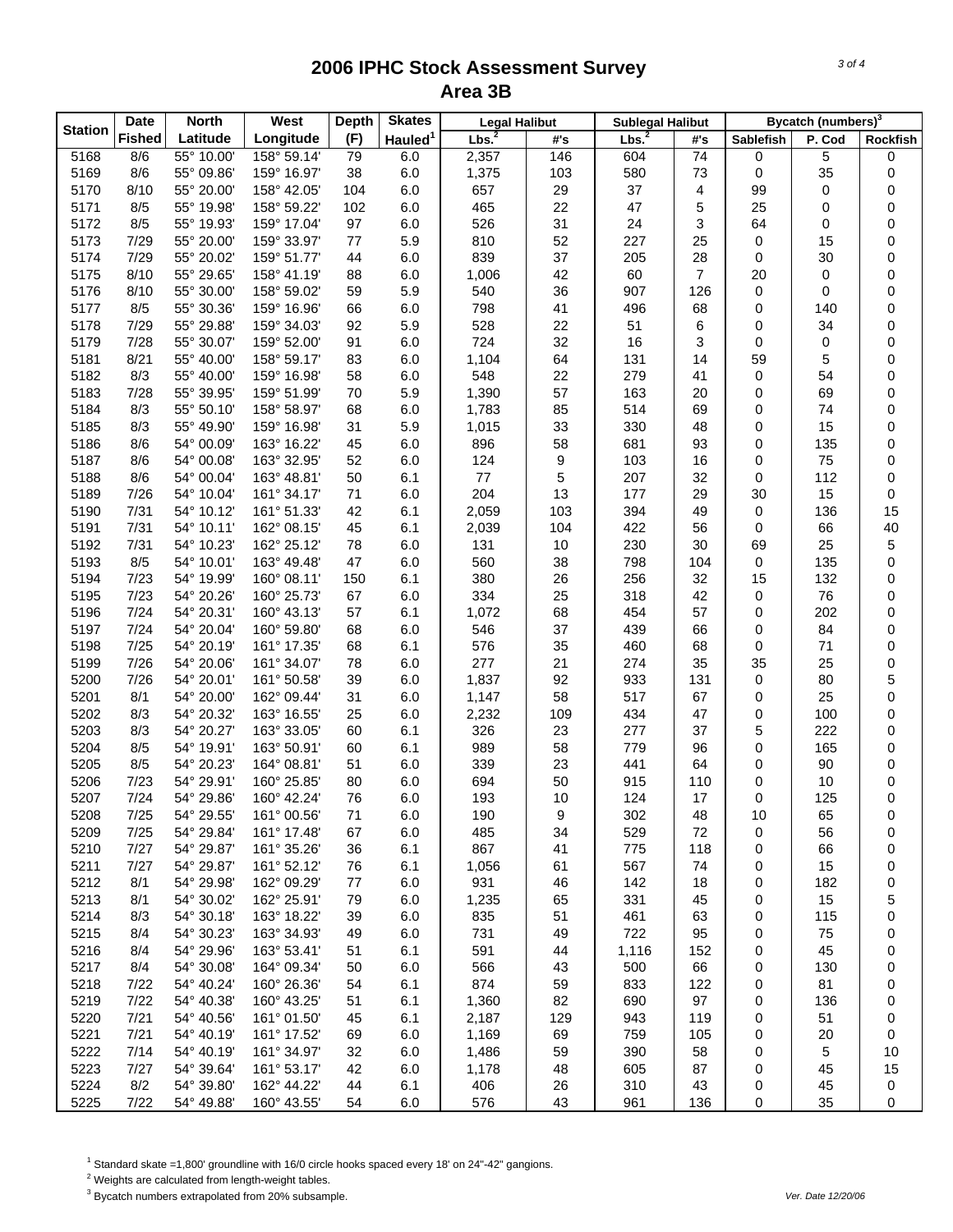# 2006 IPHC Stock Assessment Survey
## Area 3B

| Station | Date Fished | North Latitude | West Longitude | Depth (F) | Skates Hauled[1] | Legal Halibut Lbs.[2] | Legal Halibut #'s | Sublegal Halibut Lbs.[2] | Sublegal Halibut #'s | Bycatch (numbers)[3] Sablefish | P. Cod | Rockfish |
|---|---|---|---|---|---|---|---|---|---|---|---|---|
| 5168 | 8/6 | 55° 10.00' | 158° 59.14' | 79 | 6.0 | 2,357 | 146 | 604 | 74 | 0 | 5 | 0 |
| 5169 | 8/6 | 55° 09.86' | 159° 16.97' | 38 | 6.0 | 1,375 | 103 | 580 | 73 | 0 | 35 | 0 |
| 5170 | 8/10 | 55° 20.00' | 158° 42.05' | 104 | 6.0 | 657 | 29 | 37 | 4 | 99 | 0 | 0 |
| 5171 | 8/5 | 55° 19.98' | 158° 59.22' | 102 | 6.0 | 465 | 22 | 47 | 5 | 25 | 0 | 0 |
| 5172 | 8/5 | 55° 19.93' | 159° 17.04' | 97 | 6.0 | 526 | 31 | 24 | 3 | 64 | 0 | 0 |
| 5173 | 7/29 | 55° 20.00' | 159° 33.97' | 77 | 5.9 | 810 | 52 | 227 | 25 | 0 | 15 | 0 |
| 5174 | 7/29 | 55° 20.02' | 159° 51.77' | 44 | 6.0 | 839 | 37 | 205 | 28 | 0 | 30 | 0 |
| 5175 | 8/10 | 55° 29.65' | 158° 41.19' | 88 | 6.0 | 1,006 | 42 | 60 | 7 | 20 | 0 | 0 |
| 5176 | 8/10 | 55° 30.00' | 158° 59.02' | 59 | 5.9 | 540 | 36 | 907 | 126 | 0 | 0 | 0 |
| 5177 | 8/5 | 55° 30.36' | 159° 16.96' | 66 | 6.0 | 798 | 41 | 496 | 68 | 0 | 140 | 0 |
| 5178 | 7/29 | 55° 29.88' | 159° 34.03' | 92 | 5.9 | 528 | 22 | 51 | 6 | 0 | 34 | 0 |
| 5179 | 7/28 | 55° 30.07' | 159° 52.00' | 91 | 6.0 | 724 | 32 | 16 | 3 | 0 | 0 | 0 |
| 5181 | 8/21 | 55° 40.00' | 158° 59.17' | 83 | 6.0 | 1,104 | 64 | 131 | 14 | 59 | 5 | 0 |
| 5182 | 8/3 | 55° 40.00' | 159° 16.98' | 58 | 6.0 | 548 | 22 | 279 | 41 | 0 | 54 | 0 |
| 5183 | 7/28 | 55° 39.95' | 159° 51.99' | 70 | 5.9 | 1,390 | 57 | 163 | 20 | 0 | 69 | 0 |
| 5184 | 8/3 | 55° 50.10' | 158° 58.97' | 68 | 6.0 | 1,783 | 85 | 514 | 69 | 0 | 74 | 0 |
| 5185 | 8/3 | 55° 49.90' | 159° 16.98' | 31 | 5.9 | 1,015 | 33 | 330 | 48 | 0 | 15 | 0 |
| 5186 | 8/6 | 54° 00.09' | 163° 16.22' | 45 | 6.0 | 896 | 58 | 681 | 93 | 0 | 135 | 0 |
| 5187 | 8/6 | 54° 00.08' | 163° 32.95' | 52 | 6.0 | 124 | 9 | 103 | 16 | 0 | 75 | 0 |
| 5188 | 8/6 | 54° 00.04' | 163° 48.81' | 50 | 6.1 | 77 | 5 | 207 | 32 | 0 | 112 | 0 |
| 5189 | 7/26 | 54° 10.04' | 161° 34.17' | 71 | 6.0 | 204 | 13 | 177 | 29 | 30 | 15 | 0 |
| 5190 | 7/31 | 54° 10.12' | 161° 51.33' | 42 | 6.1 | 2,059 | 103 | 394 | 49 | 0 | 136 | 15 |
| 5191 | 7/31 | 54° 10.11' | 162° 08.15' | 45 | 6.1 | 2,039 | 104 | 422 | 56 | 0 | 66 | 40 |
| 5192 | 7/31 | 54° 10.23' | 162° 25.12' | 78 | 6.0 | 131 | 10 | 230 | 30 | 69 | 25 | 5 |
| 5193 | 8/5 | 54° 10.01' | 163° 49.48' | 47 | 6.0 | 560 | 38 | 798 | 104 | 0 | 135 | 0 |
| 5194 | 7/23 | 54° 19.99' | 160° 08.11' | 150 | 6.1 | 380 | 26 | 256 | 32 | 15 | 132 | 0 |
| 5195 | 7/23 | 54° 20.26' | 160° 25.73' | 67 | 6.0 | 334 | 25 | 318 | 42 | 0 | 76 | 0 |
| 5196 | 7/24 | 54° 20.31' | 160° 43.13' | 57 | 6.1 | 1,072 | 68 | 454 | 57 | 0 | 202 | 0 |
| 5197 | 7/24 | 54° 20.04' | 160° 59.80' | 68 | 6.0 | 546 | 37 | 439 | 66 | 0 | 84 | 0 |
| 5198 | 7/25 | 54° 20.19' | 161° 17.35' | 68 | 6.1 | 576 | 35 | 460 | 68 | 0 | 71 | 0 |
| 5199 | 7/26 | 54° 20.06' | 161° 34.07' | 78 | 6.0 | 277 | 21 | 274 | 35 | 35 | 25 | 0 |
| 5200 | 7/26 | 54° 20.01' | 161° 50.58' | 39 | 6.0 | 1,837 | 92 | 933 | 131 | 0 | 80 | 5 |
| 5201 | 8/1 | 54° 20.00' | 162° 09.44' | 31 | 6.0 | 1,147 | 58 | 517 | 67 | 0 | 25 | 0 |
| 5202 | 8/3 | 54° 20.32' | 163° 16.55' | 25 | 6.0 | 2,232 | 109 | 434 | 47 | 0 | 100 | 0 |
| 5203 | 8/3 | 54° 20.27' | 163° 33.05' | 60 | 6.1 | 326 | 23 | 277 | 37 | 5 | 222 | 0 |
| 5204 | 8/5 | 54° 19.91' | 163° 50.91' | 60 | 6.1 | 989 | 58 | 779 | 96 | 0 | 165 | 0 |
| 5205 | 8/5 | 54° 20.23' | 164° 08.81' | 51 | 6.0 | 339 | 23 | 441 | 64 | 0 | 90 | 0 |
| 5206 | 7/23 | 54° 29.91' | 160° 25.85' | 80 | 6.0 | 694 | 50 | 915 | 110 | 0 | 10 | 0 |
| 5207 | 7/24 | 54° 29.86' | 160° 42.24' | 76 | 6.0 | 193 | 10 | 124 | 17 | 0 | 125 | 0 |
| 5208 | 7/25 | 54° 29.55' | 161° 00.56' | 71 | 6.0 | 190 | 9 | 302 | 48 | 10 | 65 | 0 |
| 5209 | 7/25 | 54° 29.84' | 161° 17.48' | 67 | 6.0 | 485 | 34 | 529 | 72 | 0 | 56 | 0 |
| 5210 | 7/27 | 54° 29.87' | 161° 35.26' | 36 | 6.1 | 867 | 41 | 775 | 118 | 0 | 66 | 0 |
| 5211 | 7/27 | 54° 29.87' | 161° 52.12' | 76 | 6.1 | 1,056 | 61 | 567 | 74 | 0 | 15 | 0 |
| 5212 | 8/1 | 54° 29.98' | 162° 09.29' | 77 | 6.0 | 931 | 46 | 142 | 18 | 0 | 182 | 0 |
| 5213 | 8/1 | 54° 30.02' | 162° 25.91' | 79 | 6.0 | 1,235 | 65 | 331 | 45 | 0 | 15 | 5 |
| 5214 | 8/3 | 54° 30.18' | 163° 18.22' | 39 | 6.0 | 835 | 51 | 461 | 63 | 0 | 115 | 0 |
| 5215 | 8/4 | 54° 30.23' | 163° 34.93' | 49 | 6.0 | 731 | 49 | 722 | 95 | 0 | 75 | 0 |
| 5216 | 8/4 | 54° 29.96' | 163° 53.41' | 51 | 6.1 | 591 | 44 | 1,116 | 152 | 0 | 45 | 0 |
| 5217 | 8/4 | 54° 30.08' | 164° 09.34' | 50 | 6.0 | 566 | 43 | 500 | 66 | 0 | 130 | 0 |
| 5218 | 7/22 | 54° 40.24' | 160° 26.36' | 54 | 6.1 | 874 | 59 | 833 | 122 | 0 | 81 | 0 |
| 5219 | 7/22 | 54° 40.38' | 160° 43.25' | 51 | 6.1 | 1,360 | 82 | 690 | 97 | 0 | 136 | 0 |
| 5220 | 7/21 | 54° 40.56' | 161° 01.50' | 45 | 6.1 | 2,187 | 129 | 943 | 119 | 0 | 51 | 0 |
| 5221 | 7/21 | 54° 40.19' | 161° 17.52' | 69 | 6.0 | 1,169 | 69 | 759 | 105 | 0 | 20 | 0 |
| 5222 | 7/14 | 54° 40.19' | 161° 34.97' | 32 | 6.0 | 1,486 | 59 | 390 | 58 | 0 | 5 | 10 |
| 5223 | 7/27 | 54° 39.64' | 161° 53.17' | 42 | 6.0 | 1,178 | 48 | 605 | 87 | 0 | 45 | 15 |
| 5224 | 8/2 | 54° 39.80' | 162° 44.22' | 44 | 6.1 | 406 | 26 | 310 | 43 | 0 | 45 | 0 |
| 5225 | 7/22 | 54° 49.88' | 160° 43.55' | 54 | 6.0 | 576 | 43 | 961 | 136 | 0 | 35 | 0 |

[1] Standard skate =1,800' groundline with 16/0 circle hooks spaced every 18' on 24"-42" gangions.

[2] Weights are calculated from length-weight tables.

[3] Bycatch numbers extrapolated from 20% subsample.

Ver. Date 12/20/06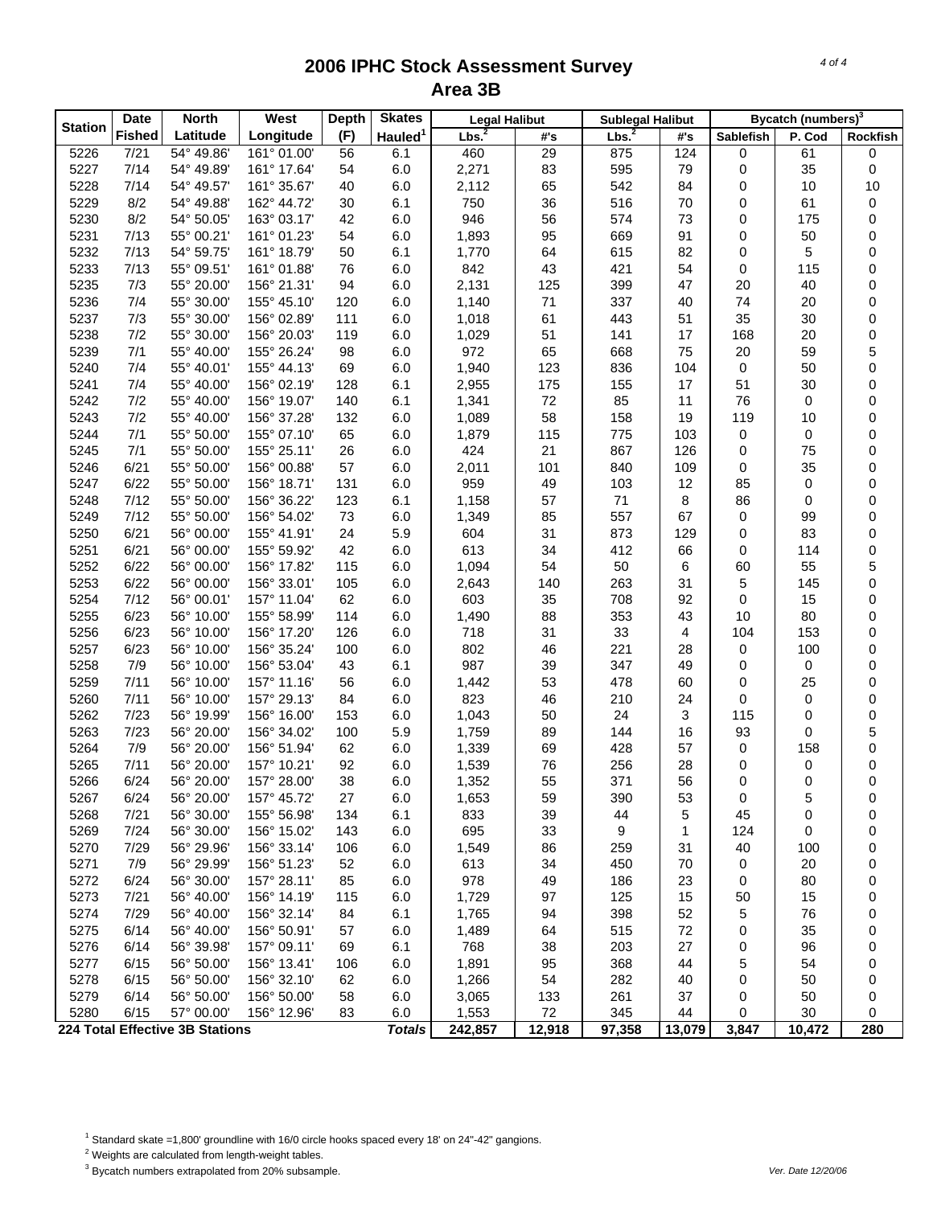# 2006 IPHC Stock Assessment Survey
## Area 3B

| Station | Date Fished | North Latitude | West Longitude | Depth (F) | Skates Hauled[1] | Legal Halibut Lbs.[2] | Legal Halibut #'s | Sublegal Halibut Lbs.[2] | Sublegal Halibut #'s | Bycatch (numbers)[3] Sablefish | P. Cod | Rockfish |
|---|---|---|---|---|---|---|---|---|---|---|---|---|
| 5226 | 7/21 | 54° 49.86' | 161° 01.00' | 56 | 6.1 | 460 | 29 | 875 | 124 | 0 | 61 | 0 |
| 5227 | 7/14 | 54° 49.89' | 161° 17.64' | 54 | 6.0 | 2,271 | 83 | 595 | 79 | 0 | 35 | 0 |
| 5228 | 7/14 | 54° 49.57' | 161° 35.67' | 40 | 6.0 | 2,112 | 65 | 542 | 84 | 0 | 10 | 10 |
| 5229 | 8/2 | 54° 49.88' | 162° 44.72' | 30 | 6.1 | 750 | 36 | 516 | 70 | 0 | 61 | 0 |
| 5230 | 8/2 | 54° 50.05' | 163° 03.17' | 42 | 6.0 | 946 | 56 | 574 | 73 | 0 | 175 | 0 |
| 5231 | 7/13 | 55° 00.21' | 161° 01.23' | 54 | 6.0 | 1,893 | 95 | 669 | 91 | 0 | 50 | 0 |
| 5232 | 7/13 | 54° 59.75' | 161° 18.79' | 50 | 6.1 | 1,770 | 64 | 615 | 82 | 0 | 5 | 0 |
| 5233 | 7/13 | 55° 09.51' | 161° 01.88' | 76 | 6.0 | 842 | 43 | 421 | 54 | 0 | 115 | 0 |
| 5235 | 7/3 | 55° 20.00' | 156° 21.31' | 94 | 6.0 | 2,131 | 125 | 399 | 47 | 20 | 40 | 0 |
| 5236 | 7/4 | 55° 30.00' | 155° 45.10' | 120 | 6.0 | 1,140 | 71 | 337 | 40 | 74 | 20 | 0 |
| 5237 | 7/3 | 55° 30.00' | 156° 02.89' | 111 | 6.0 | 1,018 | 61 | 443 | 51 | 35 | 30 | 0 |
| 5238 | 7/2 | 55° 30.00' | 156° 20.03' | 119 | 6.0 | 1,029 | 51 | 141 | 17 | 168 | 20 | 0 |
| 5239 | 7/1 | 55° 40.00' | 155° 26.24' | 98 | 6.0 | 972 | 65 | 668 | 75 | 20 | 59 | 5 |
| 5240 | 7/4 | 55° 40.01' | 155° 44.13' | 69 | 6.0 | 1,940 | 123 | 836 | 104 | 0 | 50 | 0 |
| 5241 | 7/4 | 55° 40.00' | 156° 02.19' | 128 | 6.1 | 2,955 | 175 | 155 | 17 | 51 | 30 | 0 |
| 5242 | 7/2 | 55° 40.00' | 156° 19.07' | 140 | 6.1 | 1,341 | 72 | 85 | 11 | 76 | 0 | 0 |
| 5243 | 7/2 | 55° 40.00' | 156° 37.28' | 132 | 6.0 | 1,089 | 58 | 158 | 19 | 119 | 10 | 0 |
| 5244 | 7/1 | 55° 50.00' | 155° 07.10' | 65 | 6.0 | 1,879 | 115 | 775 | 103 | 0 | 0 | 0 |
| 5245 | 7/1 | 55° 50.00' | 155° 25.11' | 26 | 6.0 | 424 | 21 | 867 | 126 | 0 | 75 | 0 |
| 5246 | 6/21 | 55° 50.00' | 156° 00.88' | 57 | 6.0 | 2,011 | 101 | 840 | 109 | 0 | 35 | 0 |
| 5247 | 6/22 | 55° 50.00' | 156° 18.71' | 131 | 6.0 | 959 | 49 | 103 | 12 | 85 | 0 | 0 |
| 5248 | 7/12 | 55° 50.00' | 156° 36.22' | 123 | 6.1 | 1,158 | 57 | 71 | 8 | 86 | 0 | 0 |
| 5249 | 7/12 | 55° 50.00' | 156° 54.02' | 73 | 6.0 | 1,349 | 85 | 557 | 67 | 0 | 99 | 0 |
| 5250 | 6/21 | 56° 00.00' | 155° 41.91' | 24 | 5.9 | 604 | 31 | 873 | 129 | 0 | 83 | 0 |
| 5251 | 6/21 | 56° 00.00' | 155° 59.92' | 42 | 6.0 | 613 | 34 | 412 | 66 | 0 | 114 | 0 |
| 5252 | 6/22 | 56° 00.00' | 156° 17.82' | 115 | 6.0 | 1,094 | 54 | 50 | 6 | 60 | 55 | 5 |
| 5253 | 6/22 | 56° 00.00' | 156° 33.01' | 105 | 6.0 | 2,643 | 140 | 263 | 31 | 5 | 145 | 0 |
| 5254 | 7/12 | 56° 00.01' | 157° 11.04' | 62 | 6.0 | 603 | 35 | 708 | 92 | 0 | 15 | 0 |
| 5255 | 6/23 | 56° 10.00' | 155° 58.99' | 114 | 6.0 | 1,490 | 88 | 353 | 43 | 10 | 80 | 0 |
| 5256 | 6/23 | 56° 10.00' | 156° 17.20' | 126 | 6.0 | 718 | 31 | 33 | 4 | 104 | 153 | 0 |
| 5257 | 6/23 | 56° 10.00' | 156° 35.24' | 100 | 6.0 | 802 | 46 | 221 | 28 | 0 | 100 | 0 |
| 5258 | 7/9 | 56° 10.00' | 156° 53.04' | 43 | 6.1 | 987 | 39 | 347 | 49 | 0 | 0 | 0 |
| 5259 | 7/11 | 56° 10.00' | 157° 11.16' | 56 | 6.0 | 1,442 | 53 | 478 | 60 | 0 | 25 | 0 |
| 5260 | 7/11 | 56° 10.00' | 157° 29.13' | 84 | 6.0 | 823 | 46 | 210 | 24 | 0 | 0 | 0 |
| 5262 | 7/23 | 56° 19.99' | 156° 16.00' | 153 | 6.0 | 1,043 | 50 | 24 | 3 | 115 | 0 | 0 |
| 5263 | 7/23 | 56° 20.00' | 156° 34.02' | 100 | 5.9 | 1,759 | 89 | 144 | 16 | 93 | 0 | 5 |
| 5264 | 7/9 | 56° 20.00' | 156° 51.94' | 62 | 6.0 | 1,339 | 69 | 428 | 57 | 0 | 158 | 0 |
| 5265 | 7/11 | 56° 20.00' | 157° 10.21' | 92 | 6.0 | 1,539 | 76 | 256 | 28 | 0 | 0 | 0 |
| 5266 | 6/24 | 56° 20.00' | 157° 28.00' | 38 | 6.0 | 1,352 | 55 | 371 | 56 | 0 | 0 | 0 |
| 5267 | 6/24 | 56° 20.00' | 157° 45.72' | 27 | 6.0 | 1,653 | 59 | 390 | 53 | 0 | 5 | 0 |
| 5268 | 7/21 | 56° 30.00' | 155° 56.98' | 134 | 6.1 | 833 | 39 | 44 | 5 | 45 | 0 | 0 |
| 5269 | 7/24 | 56° 30.00' | 156° 15.02' | 143 | 6.0 | 695 | 33 | 9 | 1 | 124 | 0 | 0 |
| 5270 | 7/29 | 56° 29.96' | 156° 33.14' | 106 | 6.0 | 1,549 | 86 | 259 | 31 | 40 | 100 | 0 |
| 5271 | 7/9 | 56° 29.99' | 156° 51.23' | 52 | 6.0 | 613 | 34 | 450 | 70 | 0 | 20 | 0 |
| 5272 | 6/24 | 56° 30.00' | 157° 28.11' | 85 | 6.0 | 978 | 49 | 186 | 23 | 0 | 80 | 0 |
| 5273 | 7/21 | 56° 40.00' | 156° 14.19' | 115 | 6.0 | 1,729 | 97 | 125 | 15 | 50 | 15 | 0 |
| 5274 | 7/29 | 56° 40.00' | 156° 32.14' | 84 | 6.1 | 1,765 | 94 | 398 | 52 | 5 | 76 | 0 |
| 5275 | 6/14 | 56° 40.00' | 156° 50.91' | 57 | 6.0 | 1,489 | 64 | 515 | 72 | 0 | 35 | 0 |
| 5276 | 6/14 | 56° 39.98' | 157° 09.11' | 69 | 6.1 | 768 | 38 | 203 | 27 | 0 | 96 | 0 |
| 5277 | 6/15 | 56° 50.00' | 156° 13.41' | 106 | 6.0 | 1,891 | 95 | 368 | 44 | 5 | 54 | 0 |
| 5278 | 6/15 | 56° 50.00' | 156° 32.10' | 62 | 6.0 | 1,266 | 54 | 282 | 40 | 0 | 50 | 0 |
| 5279 | 6/14 | 56° 50.00' | 156° 50.00' | 58 | 6.0 | 3,065 | 133 | 261 | 37 | 0 | 50 | 0 |
| 5280 | 6/15 | 57° 00.00' | 156° 12.96' | 83 | 6.0 | 1,553 | 72 | 345 | 44 | 0 | 30 | 0 |
| **224 Total Effective 3B Stations** | | | | | ***Totals*** | **242,857** | **12,918** | **97,358** | **13,079** | **3,847** | **10,472** | **280** |

[1] Standard skate =1,800' groundline with 16/0 circle hooks spaced every 18' on 24"-42" gangions.

[2] Weights are calculated from length-weight tables.

[3] Bycatch numbers extrapolated from 20% subsample.

*Ver. Date 12/20/06*